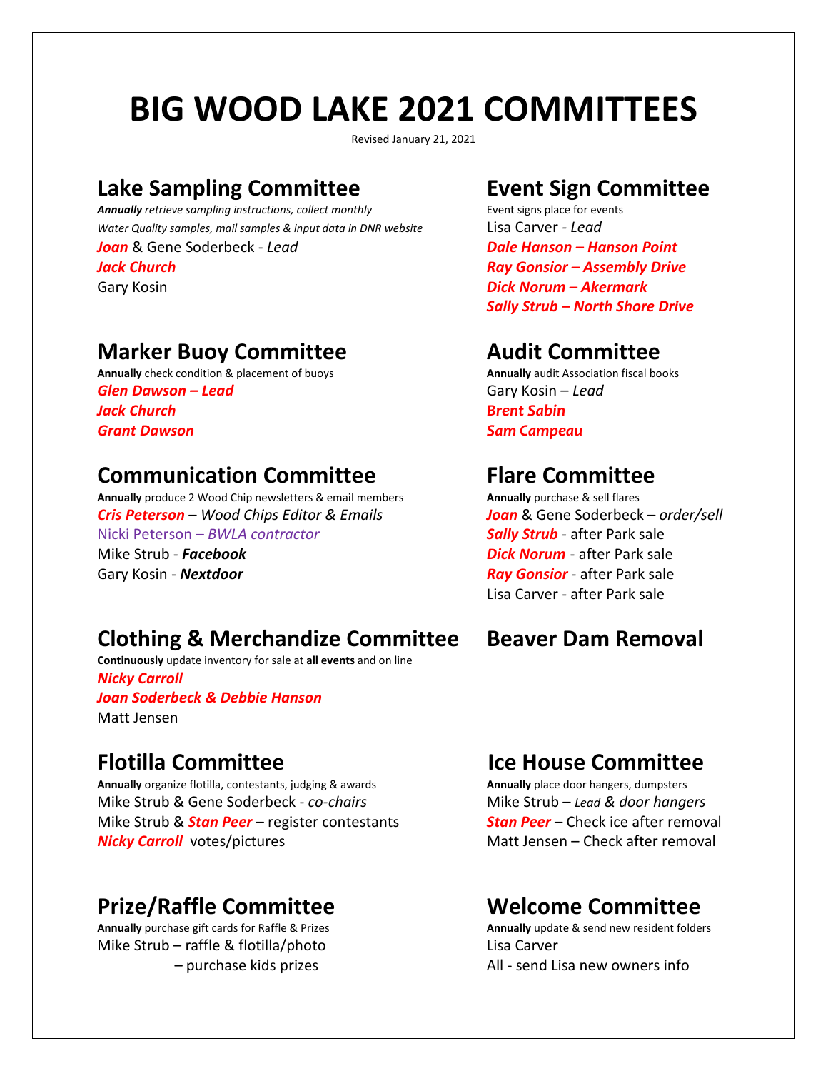# BIG WOOD LAKE 2021 COMMITTEES

Revised January 21, 2021

## Lake Sampling Committee

***Annually*** *retrieve sampling instructions, collect monthly Water Quality samples, mail samples & input data in DNR website*

***Joan*** & Gene Soderbeck - *Lead*
***Jack Church***
Gary Kosin

## Marker Buoy Committee

**Annually** check condition & placement of buoys

***Glen Dawson – Lead***
***Jack Church***
***Grant Dawson***

## Communication Committee

**Annually** produce 2 Wood Chip newsletters & email members

***Cris Peterson*** – *Wood Chips Editor & Emails*
Nicki Peterson – *BWLA contractor*
Mike Strub - ***Facebook***
Gary Kosin - ***Nextdoor***

## Clothing & Merchandize Committee

**Continuously** update inventory for sale at **all events** and on line

***Nicky Carroll***
***Joan Soderbeck & Debbie Hanson***
Matt Jensen

## Flotilla Committee

**Annually** organize flotilla, contestants, judging & awards

Mike Strub & Gene Soderbeck - *co-chairs*
Mike Strub & ***Stan Peer*** – register contestants
***Nicky Carroll*** votes/pictures

## Prize/Raffle Committee

**Annually** purchase gift cards for Raffle & Prizes

Mike Strub – raffle & flotilla/photo
– purchase kids prizes

## Event Sign Committee

Event signs place for events

Lisa Carver - *Lead*
***Dale Hanson – Hanson Point***
***Ray Gonsior – Assembly Drive***
***Dick Norum – Akermark***
***Sally Strub – North Shore Drive***

## Audit Committee

**Annually** audit Association fiscal books

Gary Kosin – *Lead*
***Brent Sabin***
***Sam Campeau***

## Flare Committee

**Annually** purchase & sell flares

***Joan*** & Gene Soderbeck – *order/sell*
***Sally Strub*** - after Park sale
***Dick Norum*** - after Park sale
***Ray Gonsior*** - after Park sale
Lisa Carver - after Park sale

## Beaver Dam Removal

## Ice House Committee

**Annually** place door hangers, dumpsters

Mike Strub – *Lead & door hangers*
***Stan Peer*** – Check ice after removal
Matt Jensen – Check after removal

## Welcome Committee

**Annually** update & send new resident folders

Lisa Carver
All - send Lisa new owners info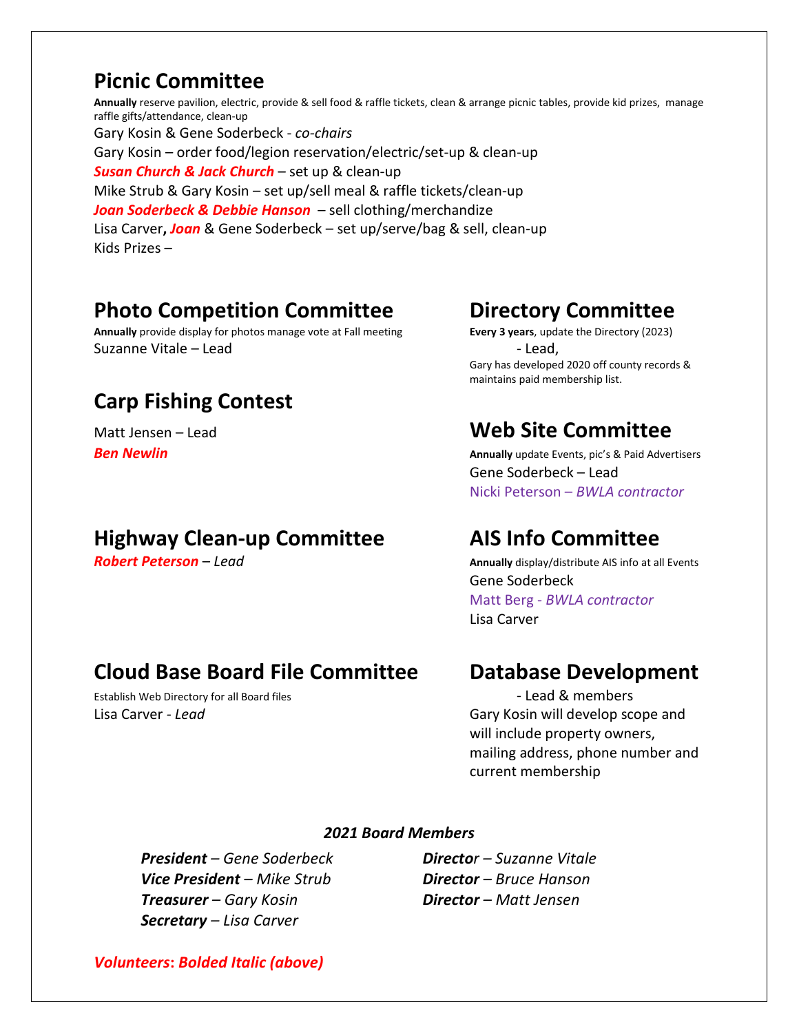## Picnic Committee

**Annually** reserve pavilion, electric, provide & sell food & raffle tickets, clean & arrange picnic tables, provide kid prizes, manage raffle gifts/attendance, clean-up

Gary Kosin & Gene Soderbeck - *co-chairs*

Gary Kosin – order food/legion reservation/electric/set-up & clean-up

***Susan Church & Jack Church*** – set up & clean-up

Mike Strub & Gary Kosin – set up/sell meal & raffle tickets/clean-up

***Joan Soderbeck & Debbie Hanson*** – sell clothing/merchandize

Lisa Carver**,** ***Joan*** & Gene Soderbeck – set up/serve/bag & sell, clean-up

Kids Prizes –

## Photo Competition Committee

**Annually** provide display for photos manage vote at Fall meeting

Suzanne Vitale – Lead

## Carp Fishing Contest

Matt Jensen – Lead

***Ben Newlin***

## Highway Clean-up Committee

***Robert Peterson*** – *Lead*

## Cloud Base Board File Committee

Establish Web Directory for all Board files

Lisa Carver - *Lead*

## Directory Committee

**Every 3 years**, update the Directory (2023)

- Lead,

Gary has developed 2020 off county records & maintains paid membership list.

## Web Site Committee

**Annually** update Events, pic's & Paid Advertisers

Gene Soderbeck – Lead

Nicki Peterson – *BWLA contractor*

## AIS Info Committee

**Annually** display/distribute AIS info at all Events

Gene Soderbeck

Matt Berg - *BWLA contractor*

Lisa Carver

## Database Development

- Lead & members

Gary Kosin will develop scope and will include property owners, mailing address, phone number and current membership

***2021 Board Members***

***President*** *– Gene Soderbeck*

***Vice President*** *– Mike Strub*

***Treasurer*** *– Gary Kosin*

***Secretary*** *– Lisa Carver*

***Director*** *– Suzanne Vitale*

***Director*** *– Bruce Hanson*

***Director*** *– Matt Jensen*

***Volunteers: Bolded Italic (above)***